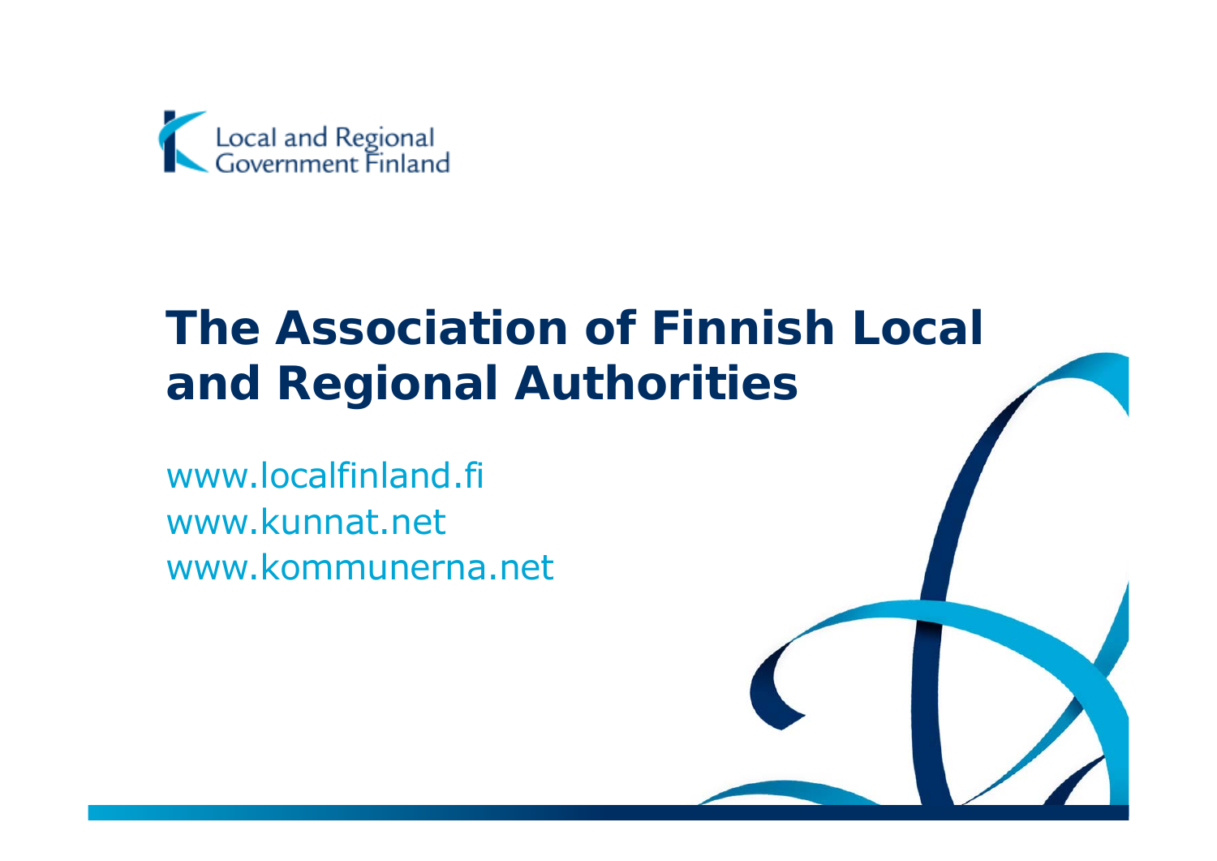Local and Regional Government Finland

# The Association of Finnish Local and Regional Authorities

www.localfinland.fi
www.kunnat.net
www.kommunerna.net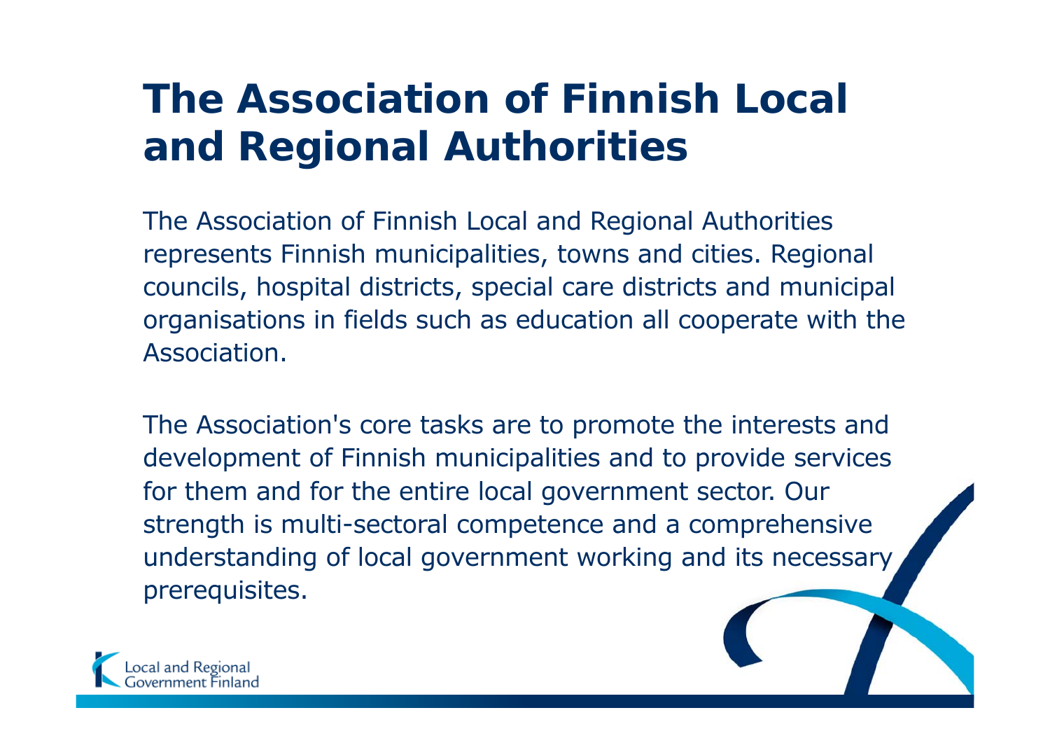# The Association of Finnish Local and Regional Authorities

The Association of Finnish Local and Regional Authorities represents Finnish municipalities, towns and cities. Regional councils, hospital districts, special care districts and municipal organisations in fields such as education all cooperate with the Association.

The Association's core tasks are to promote the interests and development of Finnish municipalities and to provide services for them and for the entire local government sector. Our strength is multi-sectoral competence and a comprehensive understanding of local government working and its necessary prerequisites.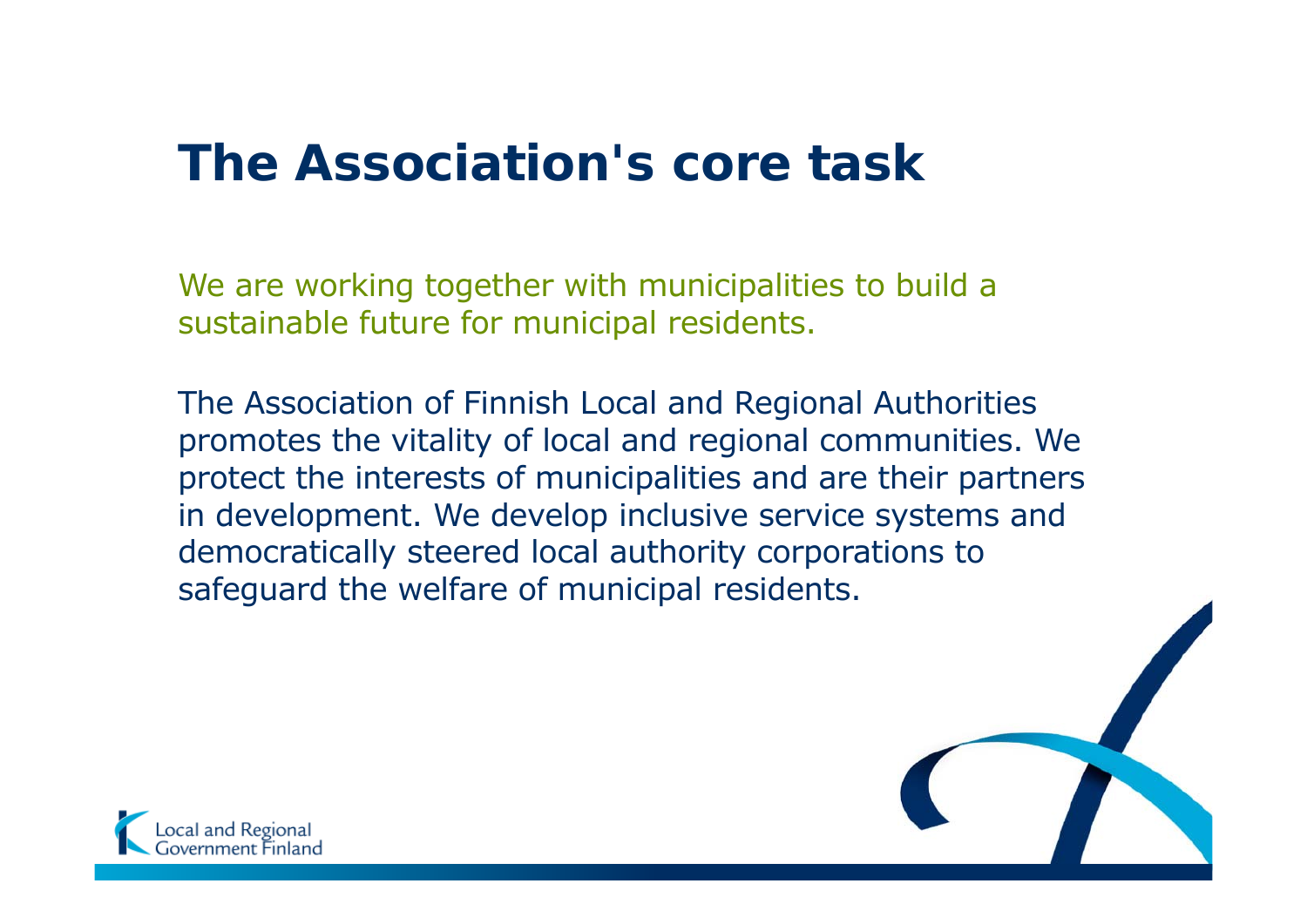# The Association's core task

We are working together with municipalities to build a sustainable future for municipal residents.

The Association of Finnish Local and Regional Authorities promotes the vitality of local and regional communities. We protect the interests of municipalities and are their partners in development. We develop inclusive service systems and democratically steered local authority corporations to safeguard the welfare of municipal residents.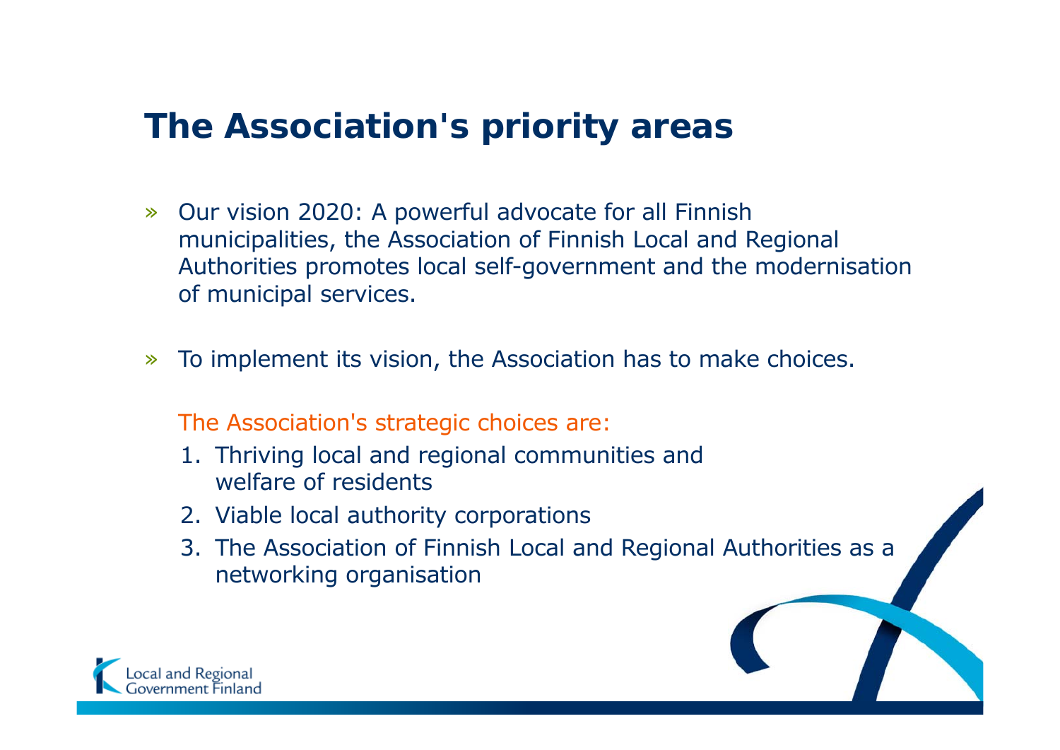# The Association's priority areas

- Our vision 2020: A powerful advocate for all Finnish municipalities, the Association of Finnish Local and Regional Authorities promotes local self-government and the modernisation of municipal services.

- To implement its vision, the Association has to make choices.

The Association's strategic choices are:

1. Thriving local and regional communities and welfare of residents
2. Viable local authority corporations
3. The Association of Finnish Local and Regional Authorities as a networking organisation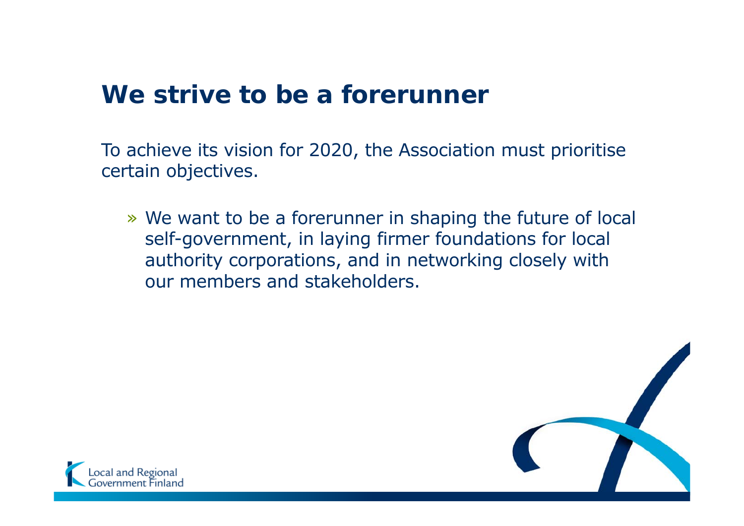# We strive to be a forerunner

To achieve its vision for 2020, the Association must prioritise certain objectives.

- We want to be a forerunner in shaping the future of local self-government, in laying firmer foundations for local authority corporations, and in networking closely with our members and stakeholders.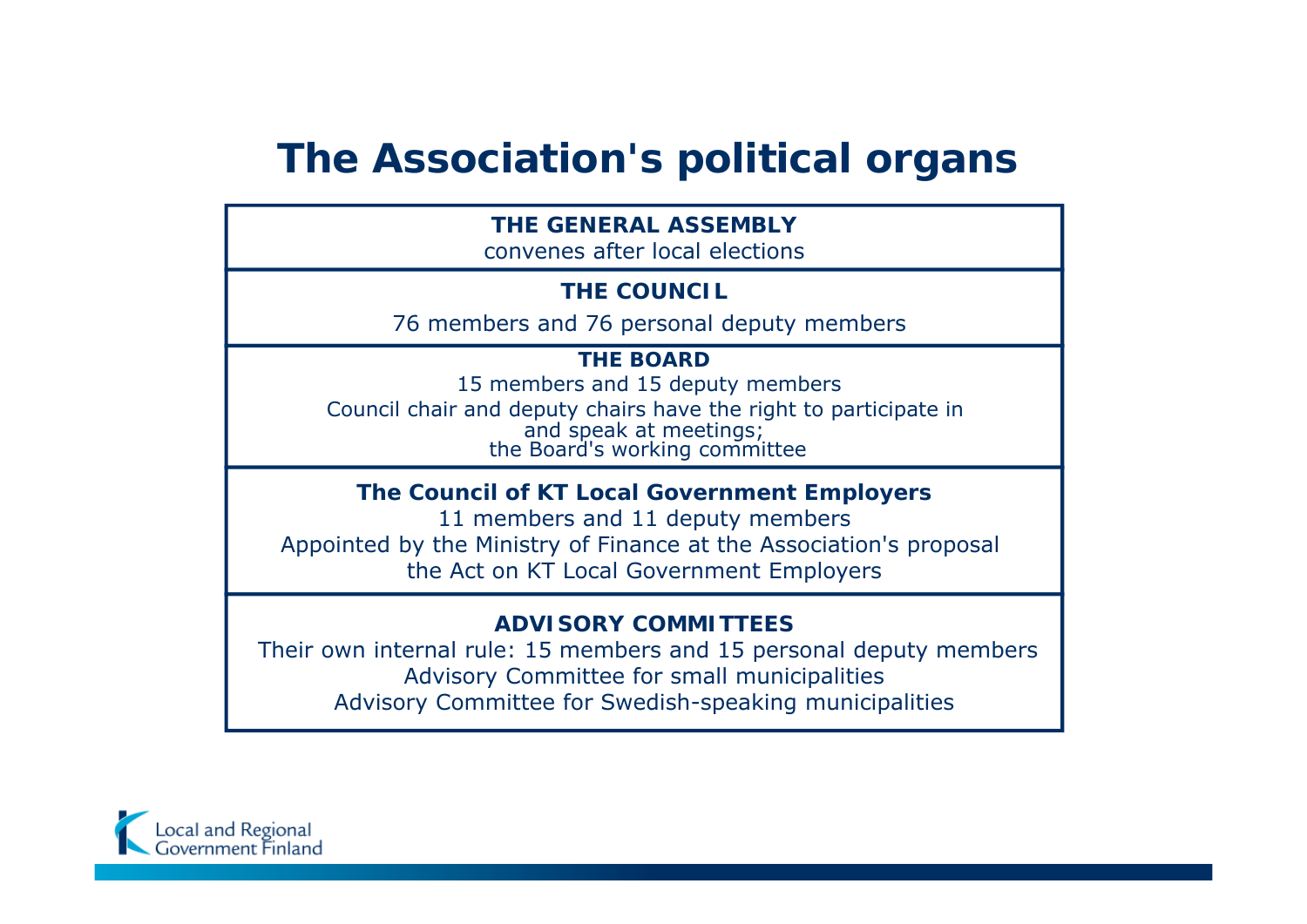# The Association's political organs

**THE GENERAL ASSEMBLY**
convenes after local elections

**THE COUNCIL**
76 members and 76 personal deputy members

**THE BOARD**
15 members and 15 deputy members
Council chair and deputy chairs have the right to participate in and speak at meetings;
the Board's working committee

**The Council of KT Local Government Employers**
11 members and 11 deputy members
Appointed by the Ministry of Finance at the Association's proposal
the Act on KT Local Government Employers

**ADVISORY COMMITTEES**
Their own internal rule: 15 members and 15 personal deputy members
Advisory Committee for small municipalities
Advisory Committee for Swedish-speaking municipalities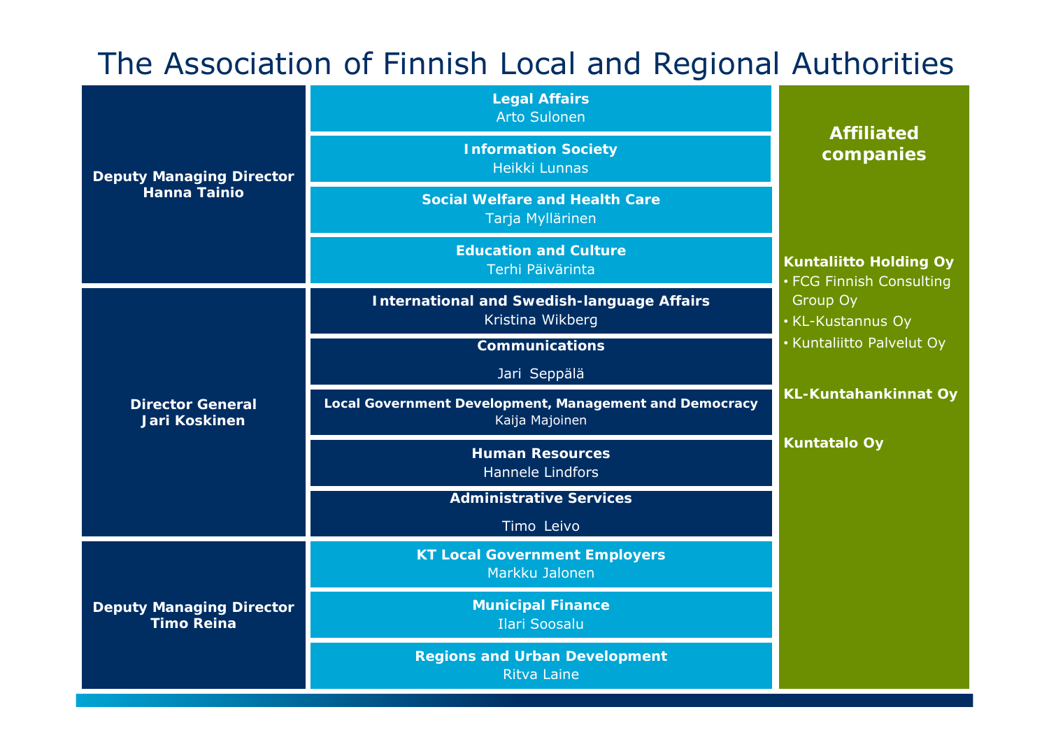# The Association of Finnish Local and Regional Authorities

## Deputy Managing Director Hanna Tainio

- **Legal Affairs**
  Arto Sulonen
- **Information Society**
  Heikki Lunnas
- **Social Welfare and Health Care**
  Tarja Myllärinen
- **Education and Culture**
  Terhi Päivärinta

## Director General Jari Koskinen

- **International and Swedish-language Affairs**
  Kristina Wikberg
- **Communications**
  Jari Seppälä
- **Local Government Development, Management and Democracy**
  Kaija Majoinen
- **Human Resources**
  Hannele Lindfors
- **Administrative Services**
  Timo Leivo

## Deputy Managing Director Timo Reina

- **KT Local Government Employers**
  Markku Jalonen
- **Municipal Finance**
  Ilari Soosalu
- **Regions and Urban Development**
  Ritva Laine

## Affiliated companies

**Kuntaliitto Holding Oy**

- FCG Finnish Consulting Group Oy
- KL-Kustannus Oy
- Kuntaliitto Palvelut Oy

**KL-Kuntahankinnat Oy**

**Kuntatalo Oy**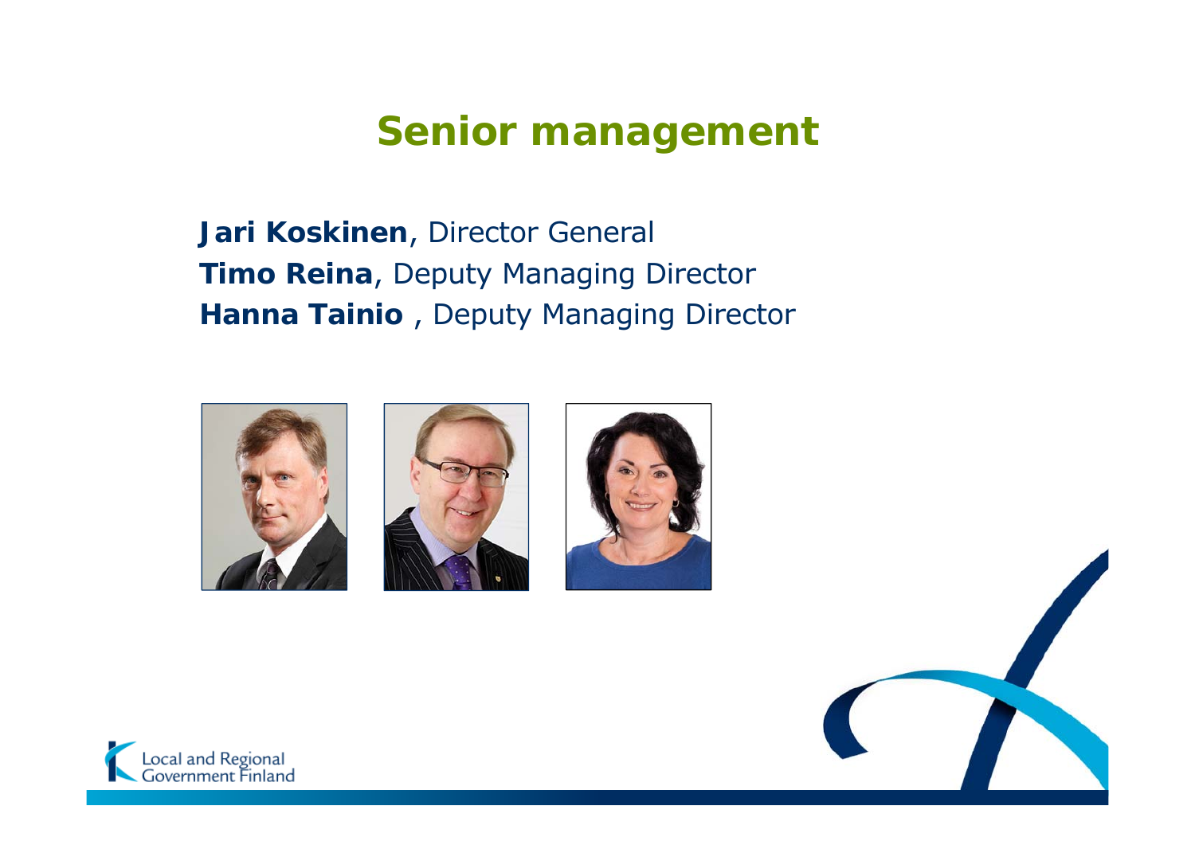# Senior management

**Jari Koskinen**, Director General
**Timo Reina**, Deputy Managing Director
**Hanna Tainio** , Deputy Managing Director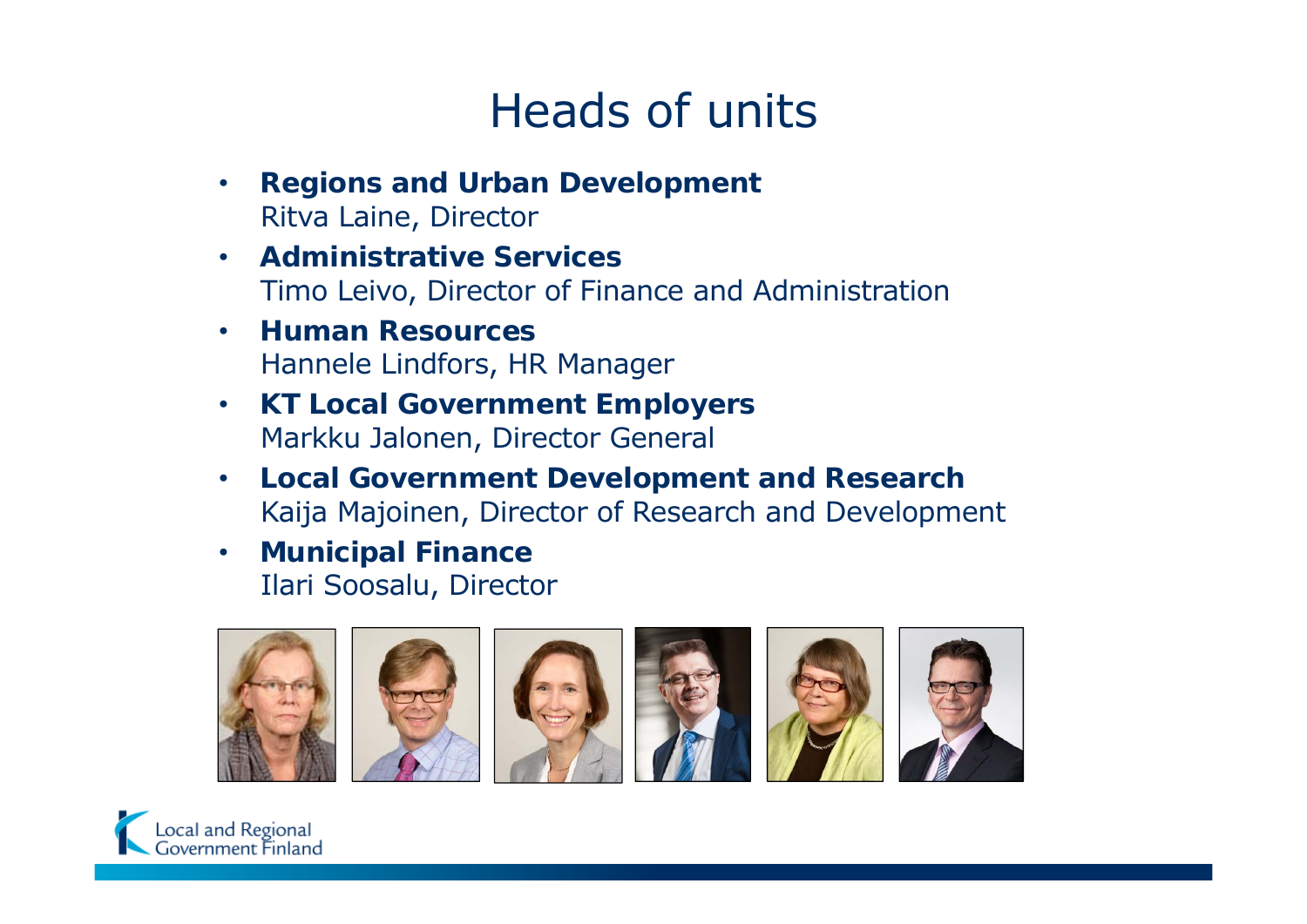# Heads of units

- **Regions and Urban Development**
  Ritva Laine, Director
- **Administrative Services**
  Timo Leivo, Director of Finance and Administration
- **Human Resources**
  Hannele Lindfors, HR Manager
- **KT Local Government Employers**
  Markku Jalonen, Director General
- **Local Government Development and Research**
  Kaija Majoinen, Director of Research and Development
- **Municipal Finance**
  Ilari Soosalu, Director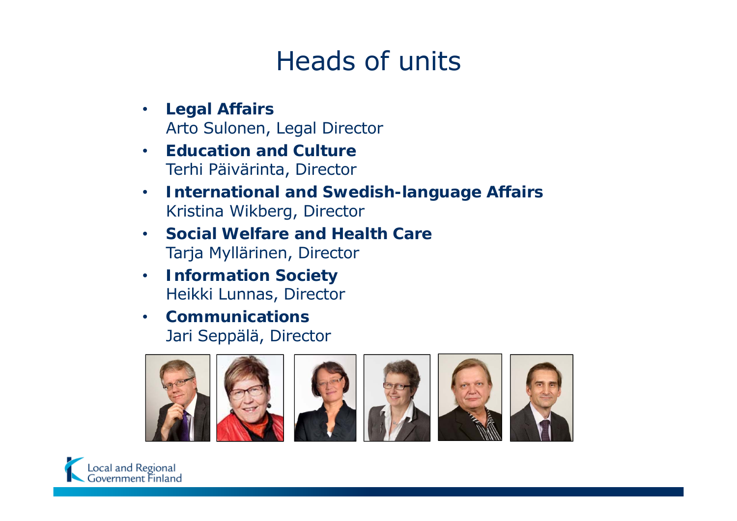# Heads of units

- **Legal Affairs**
  Arto Sulonen, Legal Director
- **Education and Culture**
  Terhi Päivärinta, Director
- **International and Swedish-language Affairs**
  Kristina Wikberg, Director
- **Social Welfare and Health Care**
  Tarja Myllärinen, Director
- **Information Society**
  Heikki Lunnas, Director
- **Communications**
  Jari Seppälä, Director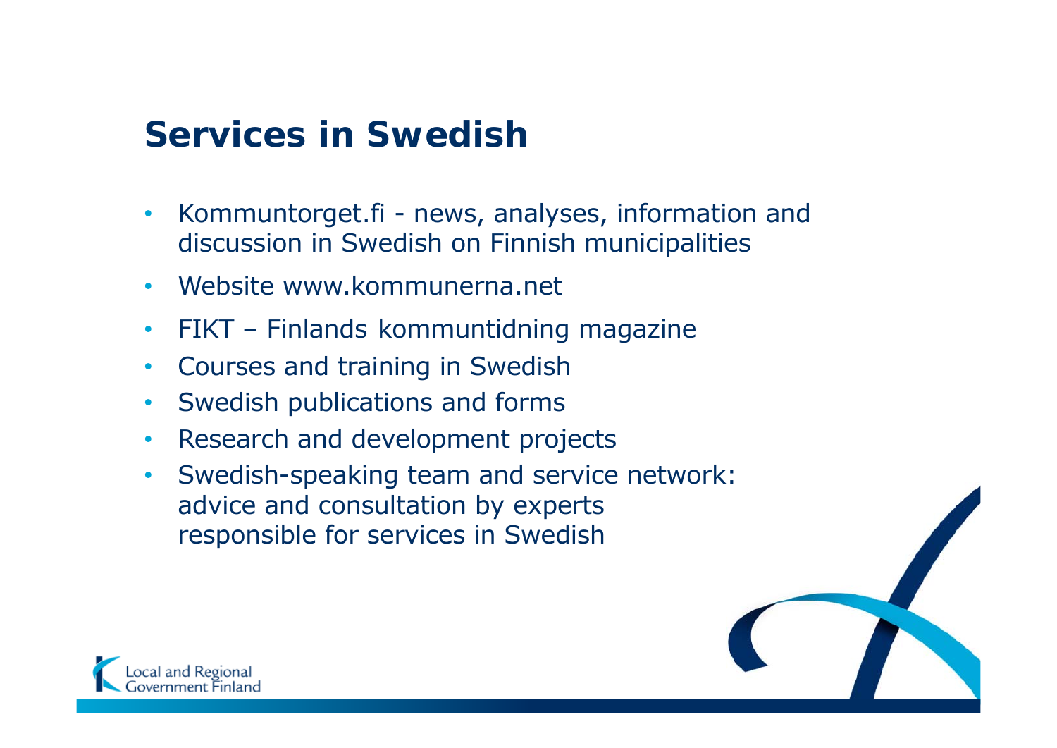## Services in Swedish

- Kommuntorget.fi - news, analyses, information and discussion in Swedish on Finnish municipalities
- Website www.kommunerna.net
- FIKT – Finlands kommuntidning magazine
- Courses and training in Swedish
- Swedish publications and forms
- Research and development projects
- Swedish-speaking team and service network: advice and consultation by experts responsible for services in Swedish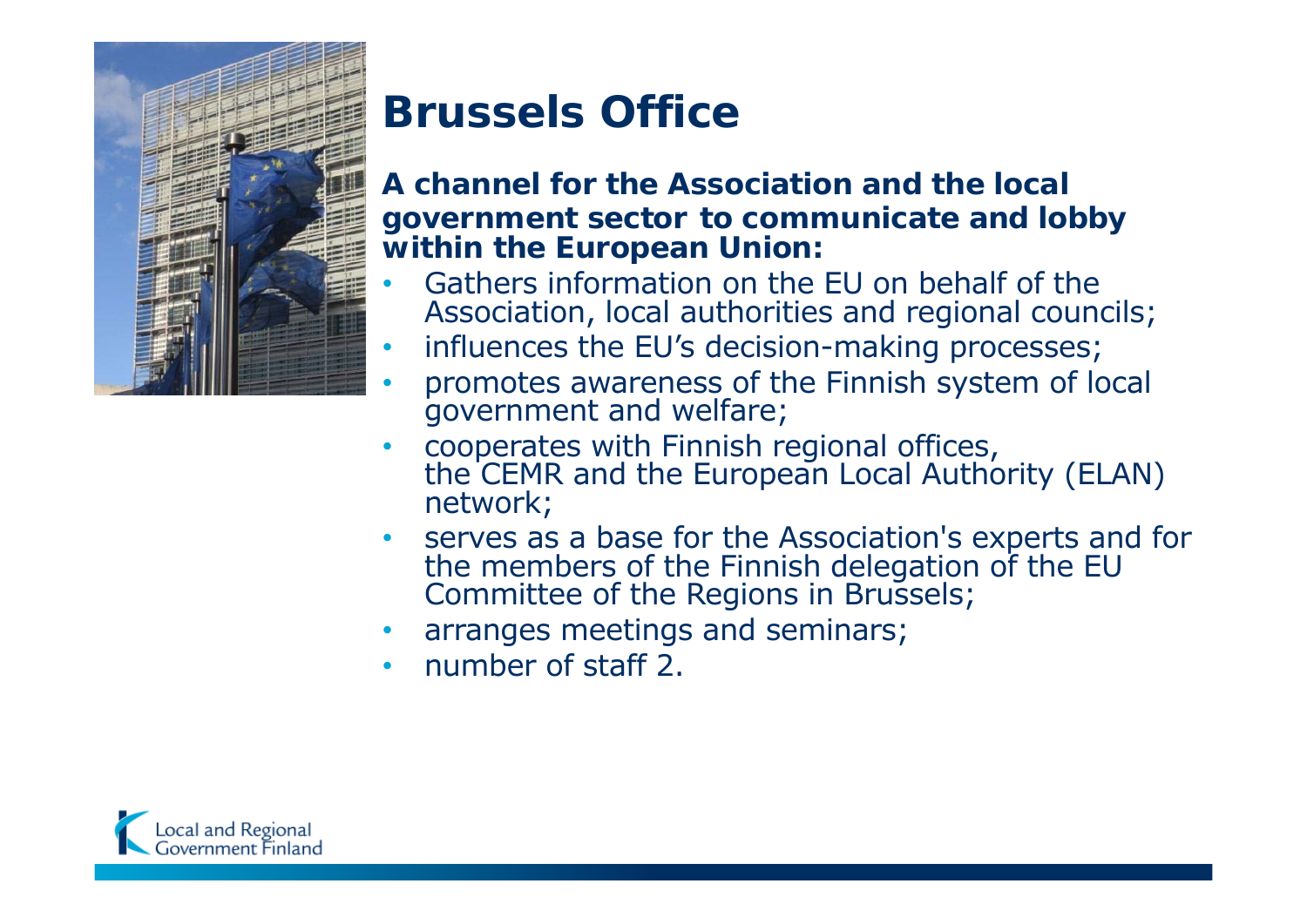# Brussels Office

**A channel for the Association and the local government sector to communicate and lobby within the European Union:**

- Gathers information on the EU on behalf of the Association, local authorities and regional councils;
- influences the EU's decision-making processes;
- promotes awareness of the Finnish system of local government and welfare;
- cooperates with Finnish regional offices, the CEMR and the European Local Authority (ELAN) network;
- serves as a base for the Association's experts and for the members of the Finnish delegation of the EU Committee of the Regions in Brussels;
- arranges meetings and seminars;
- number of staff 2.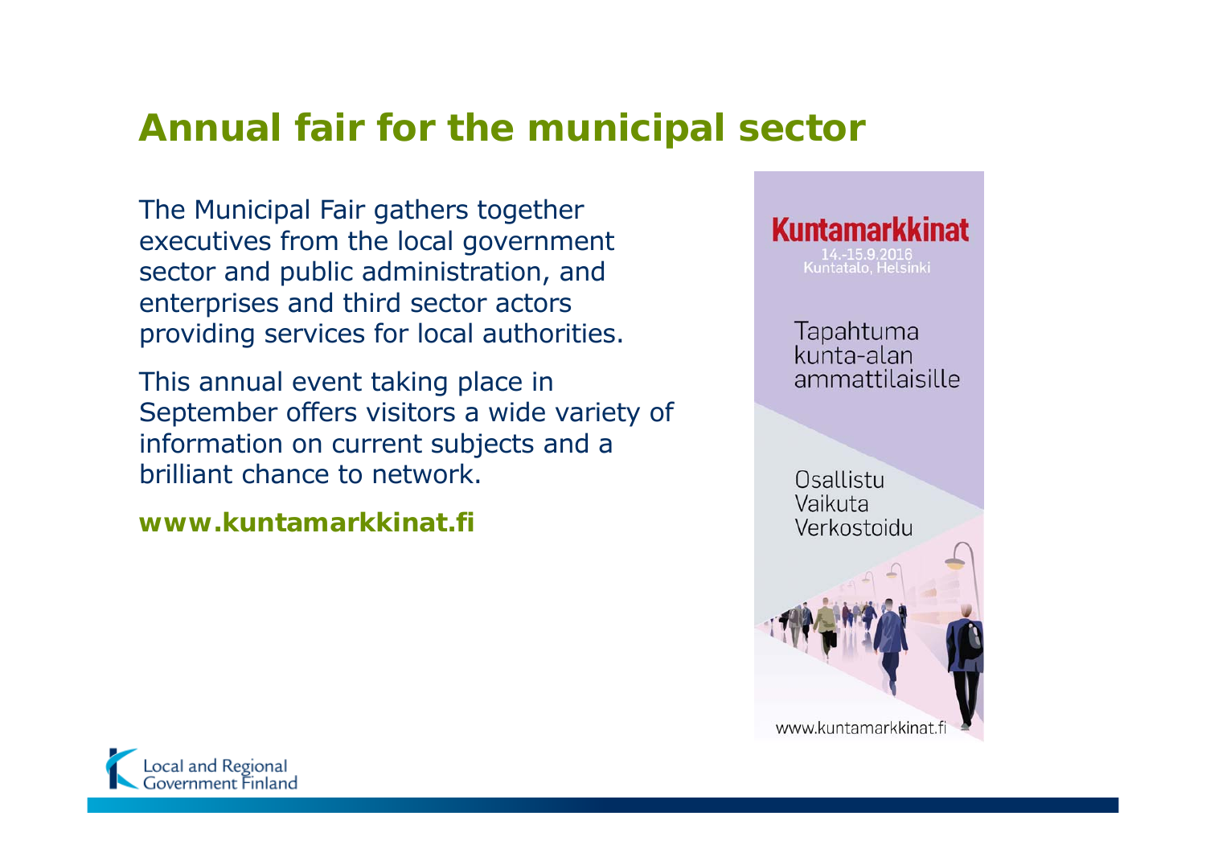# Annual fair for the municipal sector

The Municipal Fair gathers together executives from the local government sector and public administration, and enterprises and third sector actors providing services for local authorities.

This annual event taking place in September offers visitors a wide variety of information on current subjects and a brilliant chance to network.

**www.kuntamarkkinat.fi**

**Kuntamarkkinat**

14.-15.9.2016
Kuntatalo, Helsinki

Tapahtuma kunta-alan ammattilaisille

Osallistu
Vaikuta
Verkostoidu

www.kuntamarkkinat.fi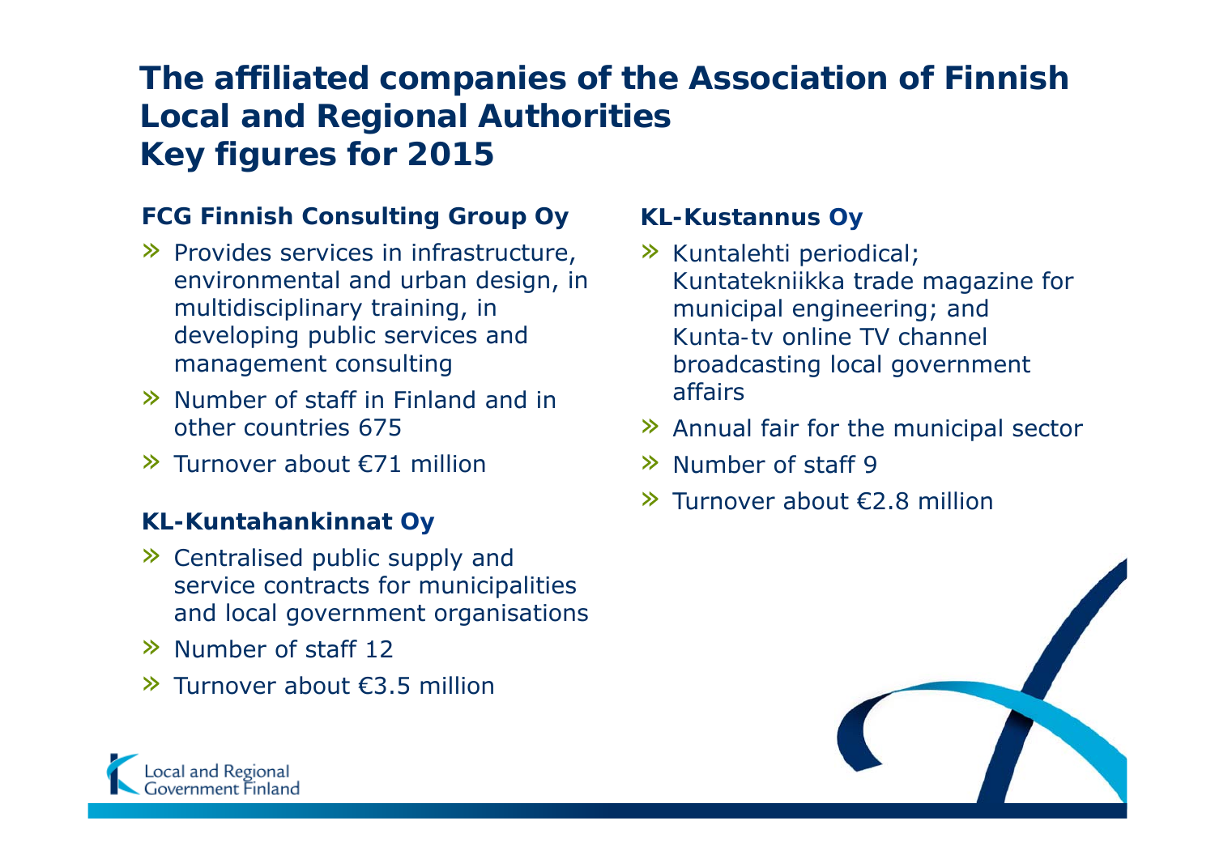# The affiliated companies of the Association of Finnish Local and Regional Authorities Key figures for 2015

### FCG Finnish Consulting Group Oy

- Provides services in infrastructure, environmental and urban design, in multidisciplinary training, in developing public services and management consulting
- Number of staff in Finland and in other countries 675
- Turnover about €71 million

### KL-Kuntahankinnat Oy

- Centralised public supply and service contracts for municipalities and local government organisations
- Number of staff 12
- Turnover about €3.5 million

### KL-Kustannus Oy

- Kuntalehti periodical; Kuntatekniikka trade magazine for municipal engineering; and Kunta-tv online TV channel broadcasting local government affairs
- Annual fair for the municipal sector
- Number of staff 9
- Turnover about €2.8 million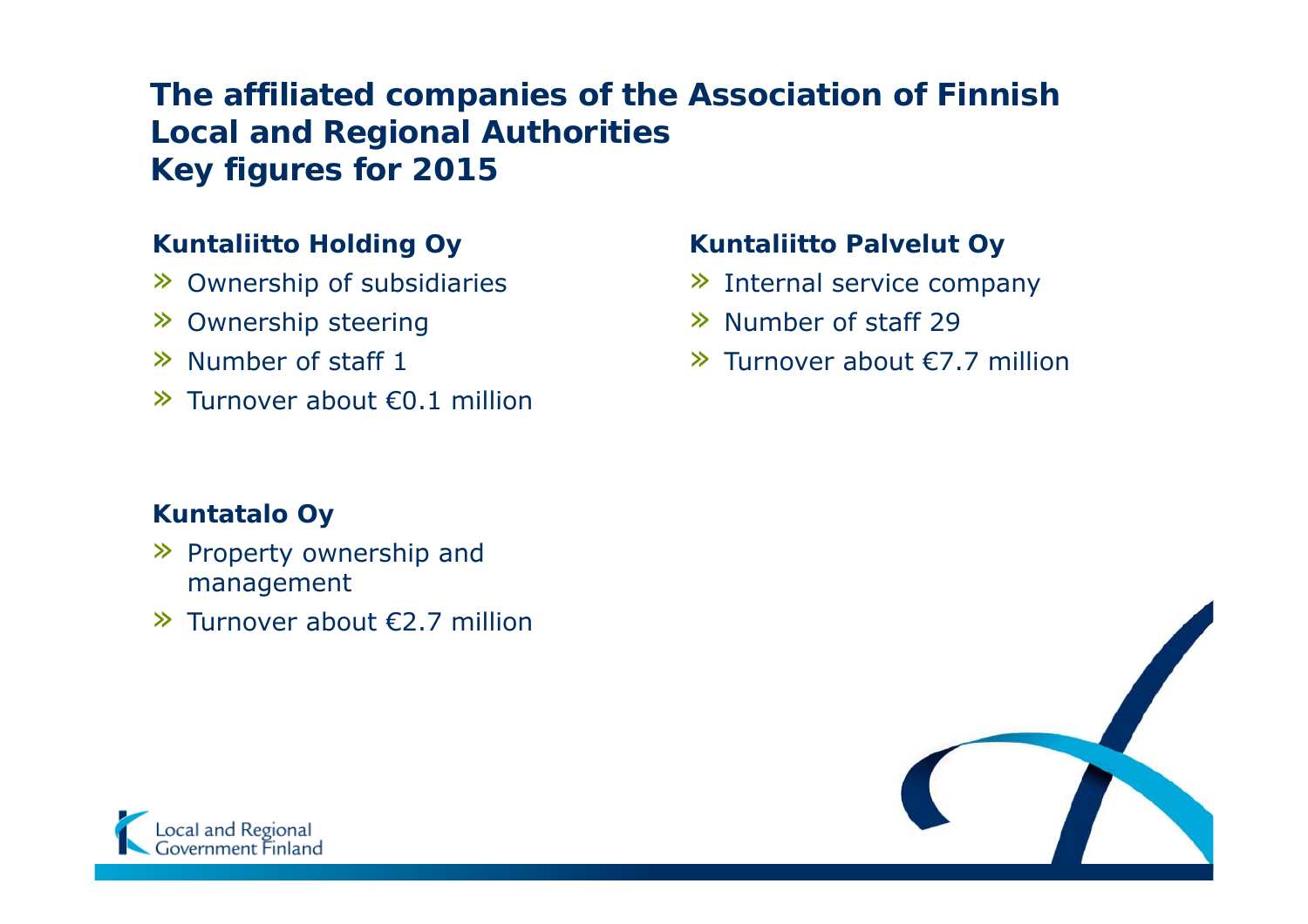# The affiliated companies of the Association of Finnish Local and Regional Authorities Key figures for 2015

## Kuntaliitto Holding Oy

- Ownership of subsidiaries
- Ownership steering
- Number of staff 1
- Turnover about €0.1 million

## Kuntaliitto Palvelut Oy

- Internal service company
- Number of staff 29
- Turnover about €7.7 million

## Kuntatalo Oy

- Property ownership and management
- Turnover about €2.7 million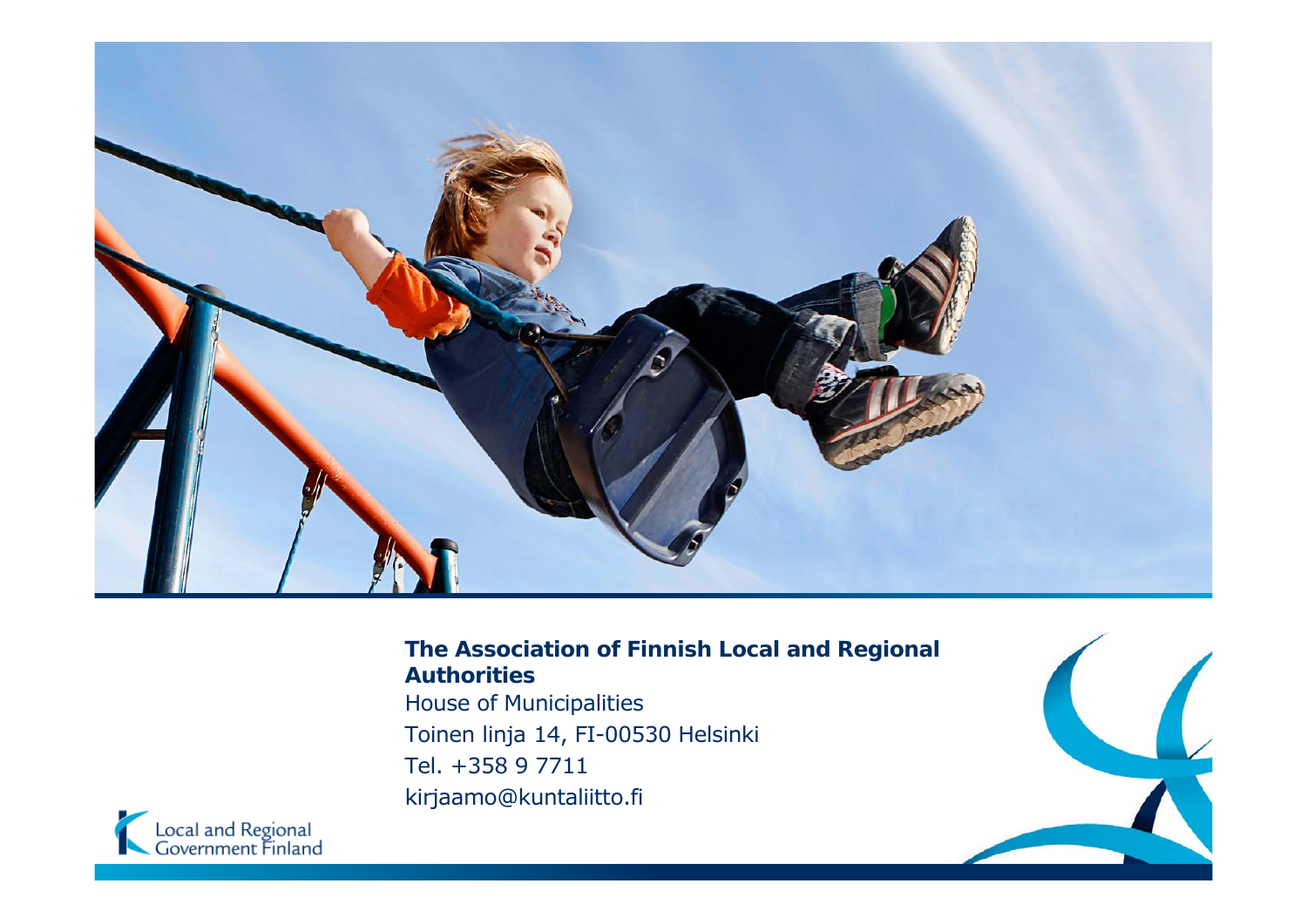**The Association of Finnish Local and Regional Authorities**

House of Municipalities

Toinen linja 14, FI-00530 Helsinki

Tel. +358 9 7711

kirjaamo@kuntaliitto.fi

Local and Regional Government Finland